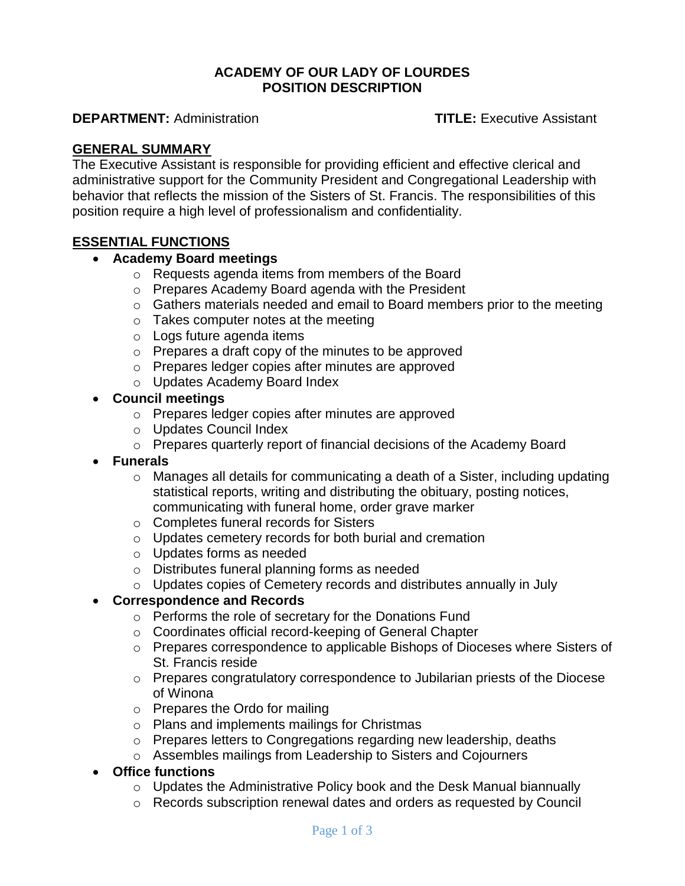**ACADEMY OF OUR LADY OF LOURDES**
**POSITION DESCRIPTION**

**DEPARTMENT:** Administration **TITLE:** Executive Assistant

## GENERAL SUMMARY

The Executive Assistant is responsible for providing efficient and effective clerical and administrative support for the Community President and Congregational Leadership with behavior that reflects the mission of the Sisters of St. Francis. The responsibilities of this position require a high level of professionalism and confidentiality.

## ESSENTIAL FUNCTIONS

- **Academy Board meetings**
  - Requests agenda items from members of the Board
  - Prepares Academy Board agenda with the President
  - Gathers materials needed and email to Board members prior to the meeting
  - Takes computer notes at the meeting
  - Logs future agenda items
  - Prepares a draft copy of the minutes to be approved
  - Prepares ledger copies after minutes are approved
  - Updates Academy Board Index
- **Council meetings**
  - Prepares ledger copies after minutes are approved
  - Updates Council Index
  - Prepares quarterly report of financial decisions of the Academy Board
- **Funerals**
  - Manages all details for communicating a death of a Sister, including updating statistical reports, writing and distributing the obituary, posting notices, communicating with funeral home, order grave marker
  - Completes funeral records for Sisters
  - Updates cemetery records for both burial and cremation
  - Updates forms as needed
  - Distributes funeral planning forms as needed
  - Updates copies of Cemetery records and distributes annually in July
- **Correspondence and Records**
  - Performs the role of secretary for the Donations Fund
  - Coordinates official record-keeping of General Chapter
  - Prepares correspondence to applicable Bishops of Dioceses where Sisters of St. Francis reside
  - Prepares congratulatory correspondence to Jubilarian priests of the Diocese of Winona
  - Prepares the Ordo for mailing
  - Plans and implements mailings for Christmas
  - Prepares letters to Congregations regarding new leadership, deaths
  - Assembles mailings from Leadership to Sisters and Cojourners
- **Office functions**
  - Updates the Administrative Policy book and the Desk Manual biannually
  - Records subscription renewal dates and orders as requested by Council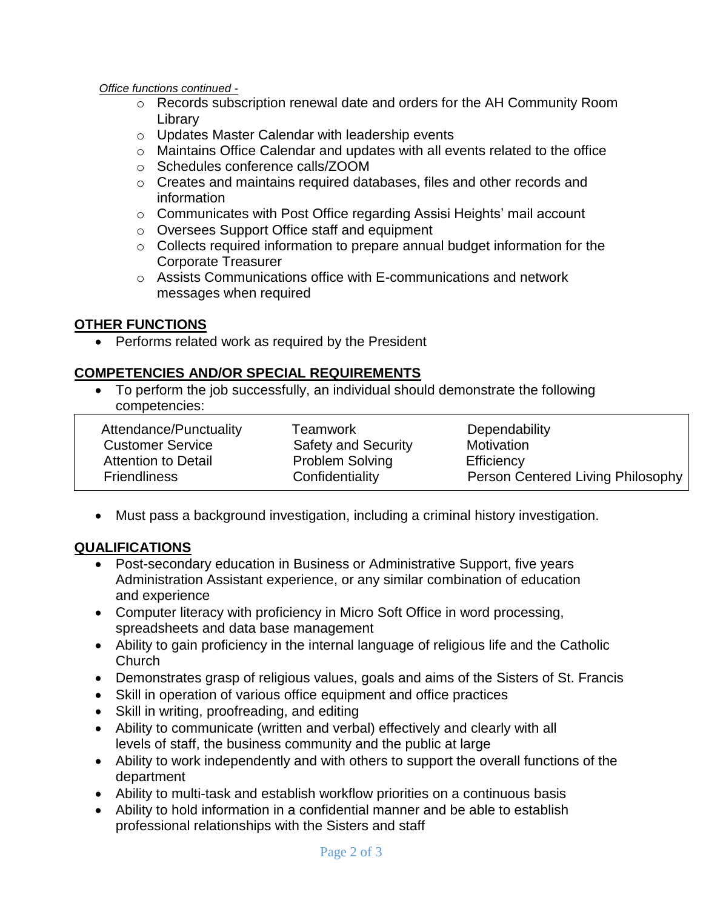*Office functions continued -*

- Records subscription renewal date and orders for the AH Community Room Library
- Updates Master Calendar with leadership events
- Maintains Office Calendar and updates with all events related to the office
- Schedules conference calls/ZOOM
- Creates and maintains required databases, files and other records and information
- Communicates with Post Office regarding Assisi Heights' mail account
- Oversees Support Office staff and equipment
- Collects required information to prepare annual budget information for the Corporate Treasurer
- Assists Communications office with E-communications and network messages when required

## OTHER FUNCTIONS

- Performs related work as required by the President

## COMPETENCIES AND/OR SPECIAL REQUIREMENTS

- To perform the job successfully, an individual should demonstrate the following competencies:

| | | |
|---|---|---|
| Attendance/Punctuality | Teamwork | Dependability |
| Customer Service | Safety and Security | Motivation |
| Attention to Detail | Problem Solving | Efficiency |
| Friendliness | Confidentiality | Person Centered Living Philosophy |

- Must pass a background investigation, including a criminal history investigation.

## QUALIFICATIONS

- Post-secondary education in Business or Administrative Support, five years Administration Assistant experience, or any similar combination of education and experience
- Computer literacy with proficiency in Micro Soft Office in word processing, spreadsheets and data base management
- Ability to gain proficiency in the internal language of religious life and the Catholic Church
- Demonstrates grasp of religious values, goals and aims of the Sisters of St. Francis
- Skill in operation of various office equipment and office practices
- Skill in writing, proofreading, and editing
- Ability to communicate (written and verbal) effectively and clearly with all levels of staff, the business community and the public at large
- Ability to work independently and with others to support the overall functions of the department
- Ability to multi-task and establish workflow priorities on a continuous basis
- Ability to hold information in a confidential manner and be able to establish professional relationships with the Sisters and staff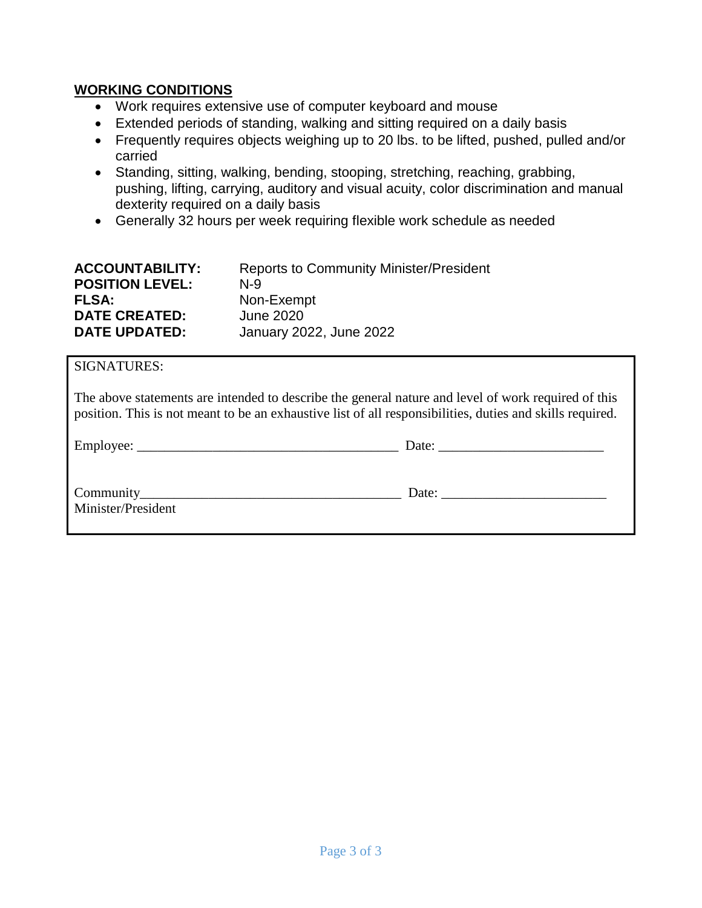## WORKING CONDITIONS

- Work requires extensive use of computer keyboard and mouse
- Extended periods of standing, walking and sitting required on a daily basis
- Frequently requires objects weighing up to 20 lbs. to be lifted, pushed, pulled and/or carried
- Standing, sitting, walking, bending, stooping, stretching, reaching, grabbing, pushing, lifting, carrying, auditory and visual acuity, color discrimination and manual dexterity required on a daily basis
- Generally 32 hours per week requiring flexible work schedule as needed

| | |
|---|---|
| **ACCOUNTABILITY:** | Reports to Community Minister/President |
| **POSITION LEVEL:** | N-9 |
| **FLSA:** | Non-Exempt |
| **DATE CREATED:** | June 2020 |
| **DATE UPDATED:** | January 2022, June 2022 |

SIGNATURES:

The above statements are intended to describe the general nature and level of work required of this position. This is not meant to be an exhaustive list of all responsibilities, duties and skills required.

Employee: ______________________________________ Date: ________________________

Community______________________________________ Date: ________________________
Minister/President